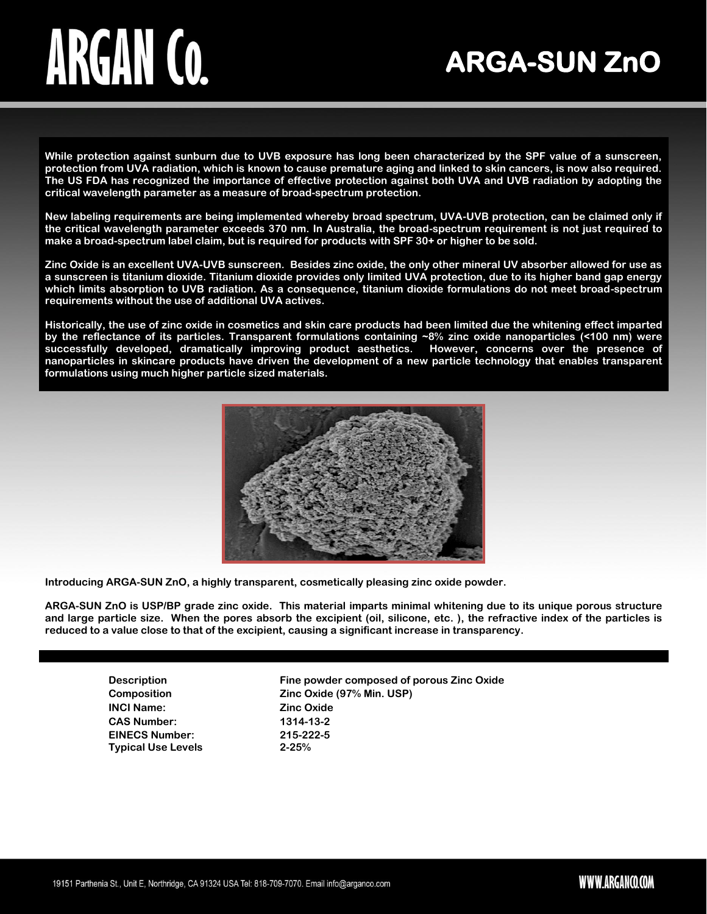# ARGAN Co.

# ARGA-SUN ZnO

**While protection against sunburn due to UVB exposure has long been characterized by the SPF value of a sunscreen, protection from UVA radiation, which is known to cause premature aging and linked to skin cancers, is now also required. The US FDA has recognized the importance of effective protection against both UVA and UVB radiation by adopting the critical wavelength parameter as a measure of broad-spectrum protection.**

**New labeling requirements are being implemented whereby broad spectrum, UVA-UVB protection, can be claimed only if the critical wavelength parameter exceeds 370 nm. In Australia, the broad-spectrum requirement is not just required to make a broad-spectrum label claim, but is required for products with SPF 30+ or higher to be sold.**

**Zinc Oxide is an excellent UVA-UVB sunscreen. Besides zinc oxide, the only other mineral UV absorber allowed for use as a sunscreen is titanium dioxide. Titanium dioxide provides only limited UVA protection, due to its higher band gap energy which limits absorption to UVB radiation. As a consequence, titanium dioxide formulations do not meet broad-spectrum requirements without the use of additional UVA actives.**

**Historically, the use of zinc oxide in cosmetics and skin care products had been limited due the whitening effect imparted by the reflectance of its particles. Transparent formulations containing ~8% zinc oxide nanoparticles (<100 nm) were successfully developed, dramatically improving product aesthetics. However, concerns over the presence of nanoparticles in skincare products have driven the development of a new particle technology that enables transparent formulations using much higher particle sized materials.**

**Introducing ARGA-SUN ZnO, a highly transparent, cosmetically pleasing zinc oxide powder.**

**ARGA-SUN ZnO is USP/BP grade zinc oxide. This material imparts minimal whitening due to its unique porous structure and large particle size. When the pores absorb the excipient (oil, silicone, etc. ), the refractive index of the particles is reduced to a value close to that of the excipient, causing a significant increase in transparency.**

| | |
|---|---|
| **Description** | **Fine powder composed of porous Zinc Oxide** |
| **Composition** | **Zinc Oxide (97% Min. USP)** |
| **INCI Name:** | **Zinc Oxide** |
| **CAS Number:** | **1314-13-2** |
| **EINECS Number:** | **215-222-5** |
| **Typical Use Levels** | **2-25%** |

19151 Parthenia St., Unit E, Northridge, CA 91324 USA Tel: 818-709-7070. Email info@arganco.com

WWW.ARGANCO.COM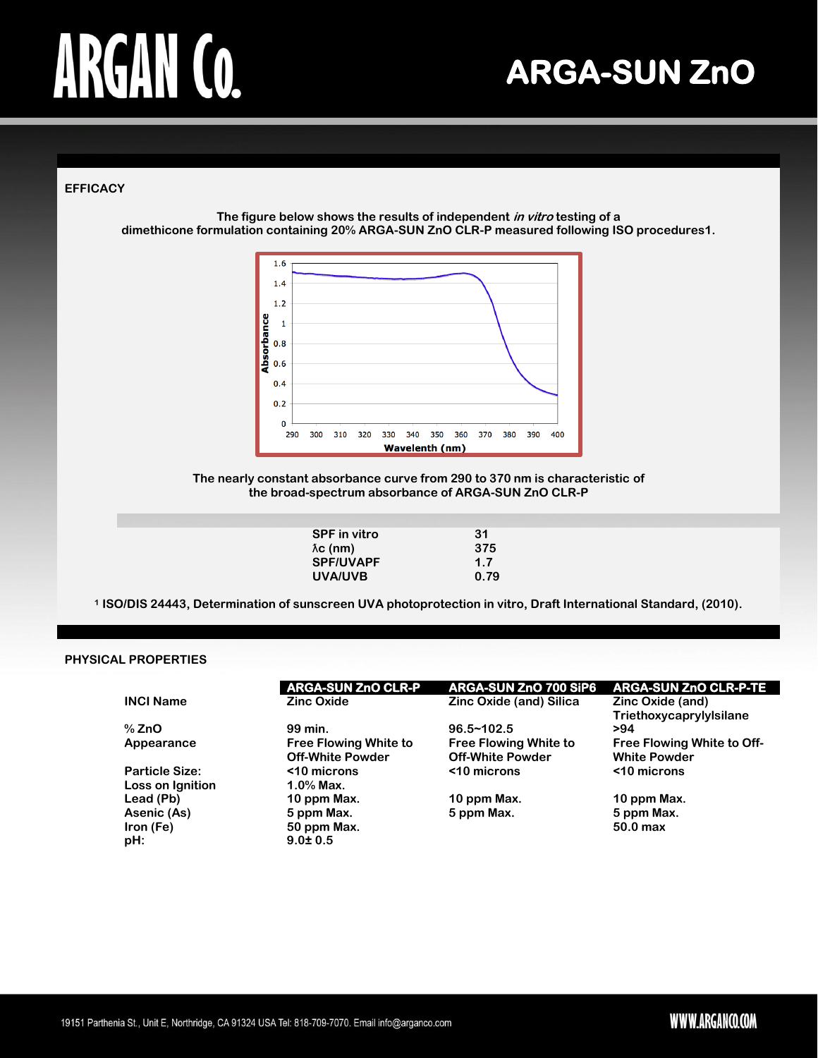# ARGAN Co.

# ARGA-SUN ZnO

## EFFICACY

The figure below shows the results of independent *in vitro* testing of a dimethicone formulation containing 20% ARGA-SUN ZnO CLR-P measured following ISO procedures1.

The nearly constant absorbance curve from 290 to 370 nm is characteristic of the broad-spectrum absorbance of ARGA-SUN ZnO CLR-P

| | |
|---|---|
| SPF in vitro | 31 |
| λc (nm) | 375 |
| SPF/UVAPF | 1.7 |
| UVA/UVB | 0.79 |

[1] ISO/DIS 24443, Determination of sunscreen UVA photoprotection in vitro, Draft International Standard, (2010).

## PHYSICAL PROPERTIES

| | ARGA-SUN ZnO CLR-P | ARGA-SUN ZnO 700 SiP6 | ARGA-SUN ZnO CLR-P-TE |
|---|---|---|---|
| INCI Name | Zinc Oxide | Zinc Oxide (and) Silica | Zinc Oxide (and) Triethoxycaprylylsilane |
| % ZnO | 99 min. | 96.5~102.5 | >94 |
| Appearance | Free Flowing White to Off-White Powder | Free Flowing White to Off-White Powder | Free Flowing White to Off-White Powder |
| Particle Size: | <10 microns | <10 microns | <10 microns |
| Loss on Ignition | 1.0% Max. | | |
| Lead (Pb) | 10 ppm Max. | 10 ppm Max. | 10 ppm Max. |
| Asenic (As) | 5 ppm Max. | 5 ppm Max. | 5 ppm Max. |
| Iron (Fe) | 50 ppm Max. | | 50.0 max |
| pH: | 9.0± 0.5 | | |

19151 Parthenia St., Unit E, Northridge, CA 91324 USA Tel: 818-709-7070. Email info@arganco.com

WWW.ARGANCO.COM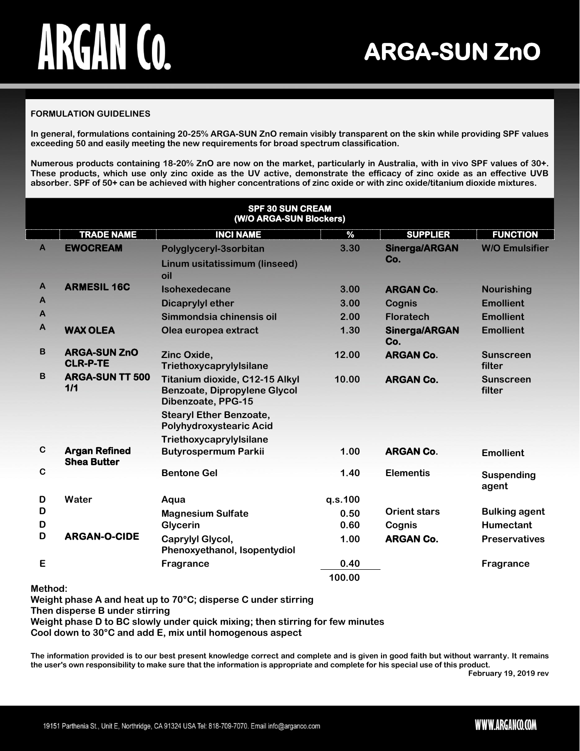# ARGAN Co.

# ARGA-SUN ZnO

**FORMULATION GUIDELINES**

**In general, formulations containing 20-25% ARGA-SUN ZnO remain visibly transparent on the skin while providing SPF values exceeding 50 and easily meeting the new requirements for broad spectrum classification.**

**Numerous products containing 18-20% ZnO are now on the market, particularly in Australia, with in vivo SPF values of 30+. These products, which use only zinc oxide as the UV active, demonstrate the efficacy of zinc oxide as an effective UVB absorber. SPF of 50+ can be achieved with higher concentrations of zinc oxide or with zinc oxide/titanium dioxide mixtures.**

**SPF 30 SUN CREAM**
**(W/O ARGA-SUN Blockers)**

| | TRADE NAME | INCI NAME | % | SUPPLIER | FUNCTION |
|---|---|---|---|---|---|
| A | **EWOCREAM** | Polyglyceryl-3sorbitan Linum usitatissimum (linseed) oil | 3.30 | Sinerga/ARGAN Co. | W/O Emulsifier |
| A | **ARMESIL 16C** | Isohexedecane | 3.00 | ARGAN Co. | Nourishing |
| A | | Dicaprylyl ether | 3.00 | Cognis | Emollient |
| A | | Simmondsia chinensis oil | 2.00 | Floratech | Emollient |
| A | **WAX OLEA** | Olea europea extract | 1.30 | Sinerga/ARGAN Co. | Emollient |
| B | **ARGA-SUN ZnO CLR-P-TE** | Zinc Oxide, Triethoxycaprylylsilane | 12.00 | ARGAN Co. | Sunscreen filter |
| B | **ARGA-SUN TT 500 1/1** | Titanium dioxide, C12-15 Alkyl Benzoate, Dipropylene Glycol Dibenzoate, PPG-15 Stearyl Ether Benzoate, Polyhydroxystearic Acid Triethoxycaprylylsilane | 10.00 | ARGAN Co. | Sunscreen filter |
| C | **Argan Refined Shea Butter** | Butyrospermum Parkii | 1.00 | ARGAN Co. | Emollient |
| C | | Bentone Gel | 1.40 | Elementis | Suspending agent |
| D | Water | Aqua | q.s.100 | | |
| D | | Magnesium Sulfate | 0.50 | Orient stars | Bulking agent |
| D | | Glycerin | 0.60 | Cognis | Humectant |
| D | **ARGAN-O-CIDE** | Caprylyl Glycol, Phenoxyethanol, Isopentydiol | 1.00 | ARGAN Co. | Preservatives |
| E | | Fragrance | 0.40 | | Fragrance |
| | | | 100.00 | | |

**Method:**
**Weight phase A and heat up to 70°C; disperse C under stirring**
**Then disperse B under stirring**
**Weight phase D to BC slowly under quick mixing; then stirring for few minutes**
**Cool down to 30°C and add E, mix until homogenous aspect**

**The information provided is to our best present knowledge correct and complete and is given in good faith but without warranty. It remains the user's own responsibility to make sure that the information is appropriate and complete for his special use of this product.**

**February 19, 2019 rev**

19151 Parthenia St., Unit E, Northridge, CA 91324 USA Tel: 818-709-7070. Email info@arganco.com

WWW.ARGANCO.COM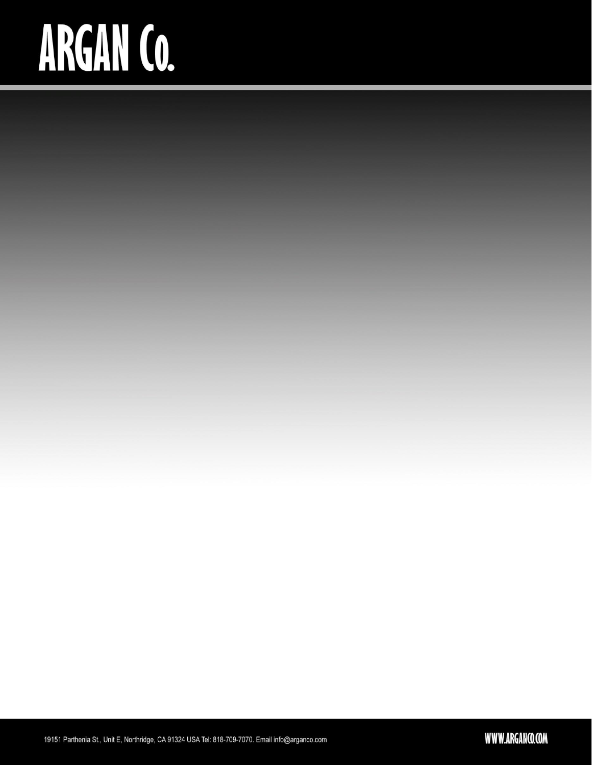# ARGAN Co.

19151 Parthenia St., Unit E, Northridge, CA 91324 USA Tel: 818-709-7070. Email info@arganco.com

WWW.ARGANCO.COM